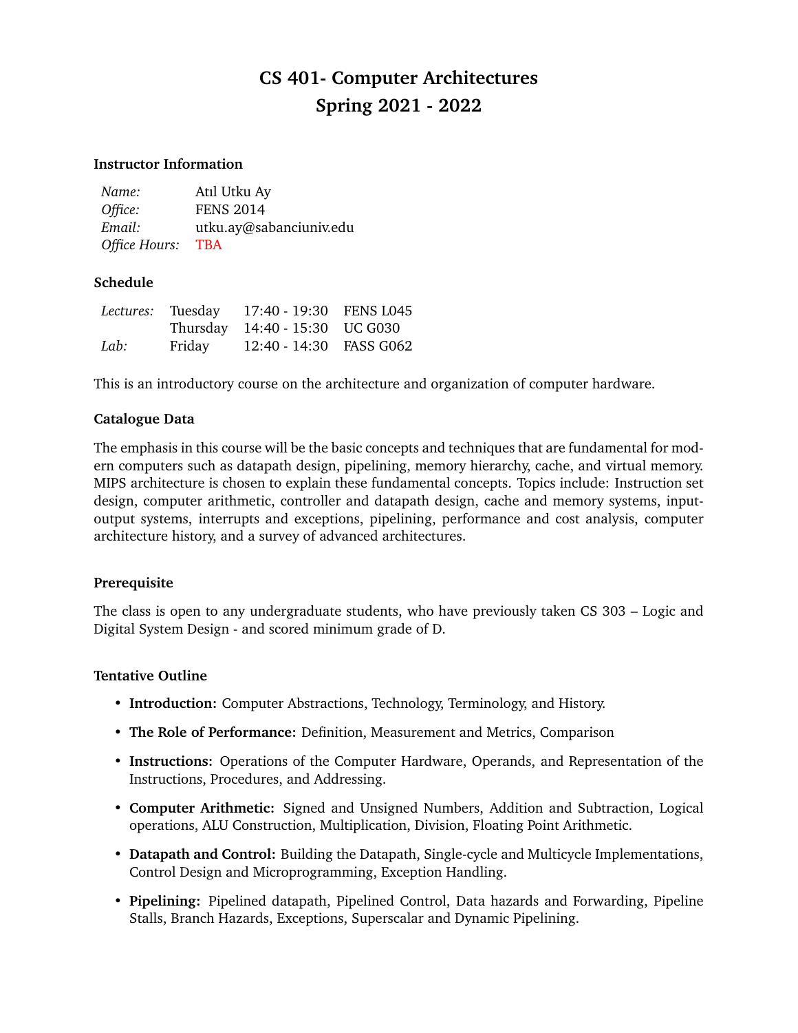# CS 401- Computer Architectures
# Spring 2021 - 2022

### Instructor Information

| | |
|---|---|
| *Name:* | Atıl Utku Ay |
| *Office:* | FENS 2014 |
| *Email:* | utku.ay@sabanciuniv.edu |
| *Office Hours:* | TBA |

### Schedule

| | | | |
|---|---|---|---|
| *Lectures:* | Tuesday | 17:40 - 19:30 | FENS L045 |
| | Thursday | 14:40 - 15:30 | UC G030 |
| *Lab:* | Friday | 12:40 - 14:30 | FASS G062 |

This is an introductory course on the architecture and organization of computer hardware.

### Catalogue Data

The emphasis in this course will be the basic concepts and techniques that are fundamental for modern computers such as datapath design, pipelining, memory hierarchy, cache, and virtual memory. MIPS architecture is chosen to explain these fundamental concepts. Topics include: Instruction set design, computer arithmetic, controller and datapath design, cache and memory systems, input-output systems, interrupts and exceptions, pipelining, performance and cost analysis, computer architecture history, and a survey of advanced architectures.

### Prerequisite

The class is open to any undergraduate students, who have previously taken CS 303 – Logic and Digital System Design - and scored minimum grade of D.

### Tentative Outline

- **Introduction:** Computer Abstractions, Technology, Terminology, and History.
- **The Role of Performance:** Definition, Measurement and Metrics, Comparison
- **Instructions:** Operations of the Computer Hardware, Operands, and Representation of the Instructions, Procedures, and Addressing.
- **Computer Arithmetic:** Signed and Unsigned Numbers, Addition and Subtraction, Logical operations, ALU Construction, Multiplication, Division, Floating Point Arithmetic.
- **Datapath and Control:** Building the Datapath, Single-cycle and Multicycle Implementations, Control Design and Microprogramming, Exception Handling.
- **Pipelining:** Pipelined datapath, Pipelined Control, Data hazards and Forwarding, Pipeline Stalls, Branch Hazards, Exceptions, Superscalar and Dynamic Pipelining.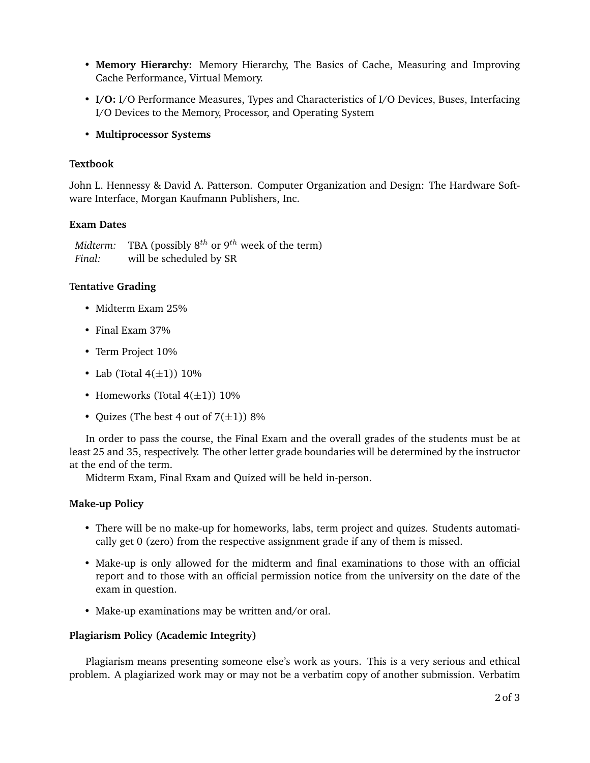- **Memory Hierarchy:** Memory Hierarchy, The Basics of Cache, Measuring and Improving Cache Performance, Virtual Memory.
- **I/O:** I/O Performance Measures, Types and Characteristics of I/O Devices, Buses, Interfacing I/O Devices to the Memory, Processor, and Operating System
- **Multiprocessor Systems**

**Textbook**

John L. Hennessy & David A. Patterson. Computer Organization and Design: The Hardware Software Interface, Morgan Kaufmann Publishers, Inc.

**Exam Dates**

*Midterm:* TBA (possibly $8^{th}$ or $9^{th}$ week of the term)
*Final:* will be scheduled by SR

**Tentative Grading**

- Midterm Exam 25%
- Final Exam 37%
- Term Project 10%
- Lab (Total $4(\pm 1)$) 10%
- Homeworks (Total $4(\pm 1)$) 10%
- Quizes (The best 4 out of $7(\pm 1)$) 8%

In order to pass the course, the Final Exam and the overall grades of the students must be at least 25 and 35, respectively. The other letter grade boundaries will be determined by the instructor at the end of the term.

Midterm Exam, Final Exam and Quized will be held in-person.

**Make-up Policy**

- There will be no make-up for homeworks, labs, term project and quizes. Students automatically get 0 (zero) from the respective assignment grade if any of them is missed.
- Make-up is only allowed for the midterm and final examinations to those with an official report and to those with an official permission notice from the university on the date of the exam in question.
- Make-up examinations may be written and/or oral.

**Plagiarism Policy (Academic Integrity)**

Plagiarism means presenting someone else's work as yours. This is a very serious and ethical problem. A plagiarized work may or may not be a verbatim copy of another submission. Verbatim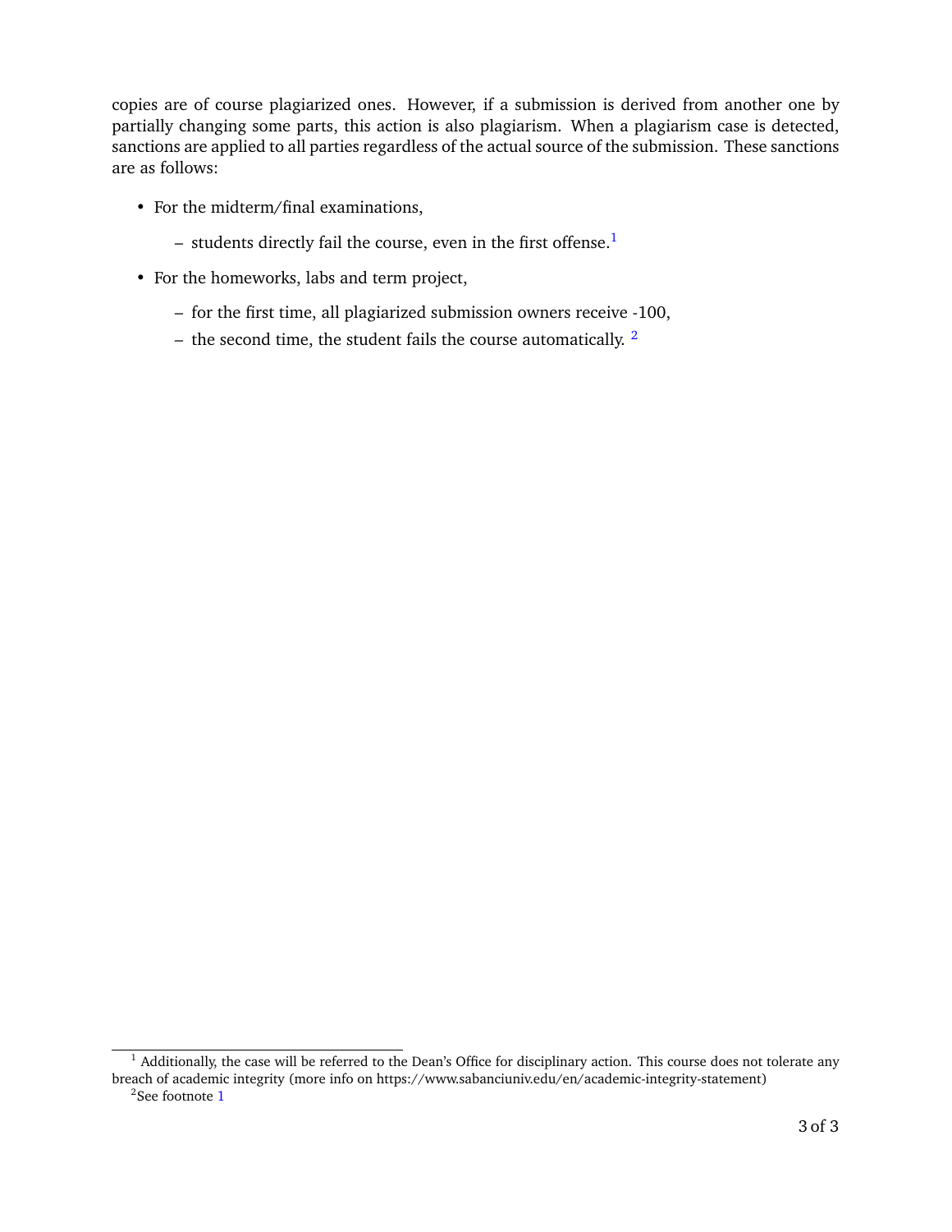copies are of course plagiarized ones. However, if a submission is derived from another one by partially changing some parts, this action is also plagiarism. When a plagiarism case is detected, sanctions are applied to all parties regardless of the actual source of the submission. These sanctions are as follows:

- For the midterm/final examinations,
  - students directly fail the course, even in the first offense.[1]
- For the homeworks, labs and term project,
  - for the first time, all plagiarized submission owners receive -100,
  - the second time, the student fails the course automatically. [2]

---

[1] Additionally, the case will be referred to the Dean's Office for disciplinary action. This course does not tolerate any breach of academic integrity (more info on https://www.sabanciuniv.edu/en/academic-integrity-statement)

[2] See footnote 1